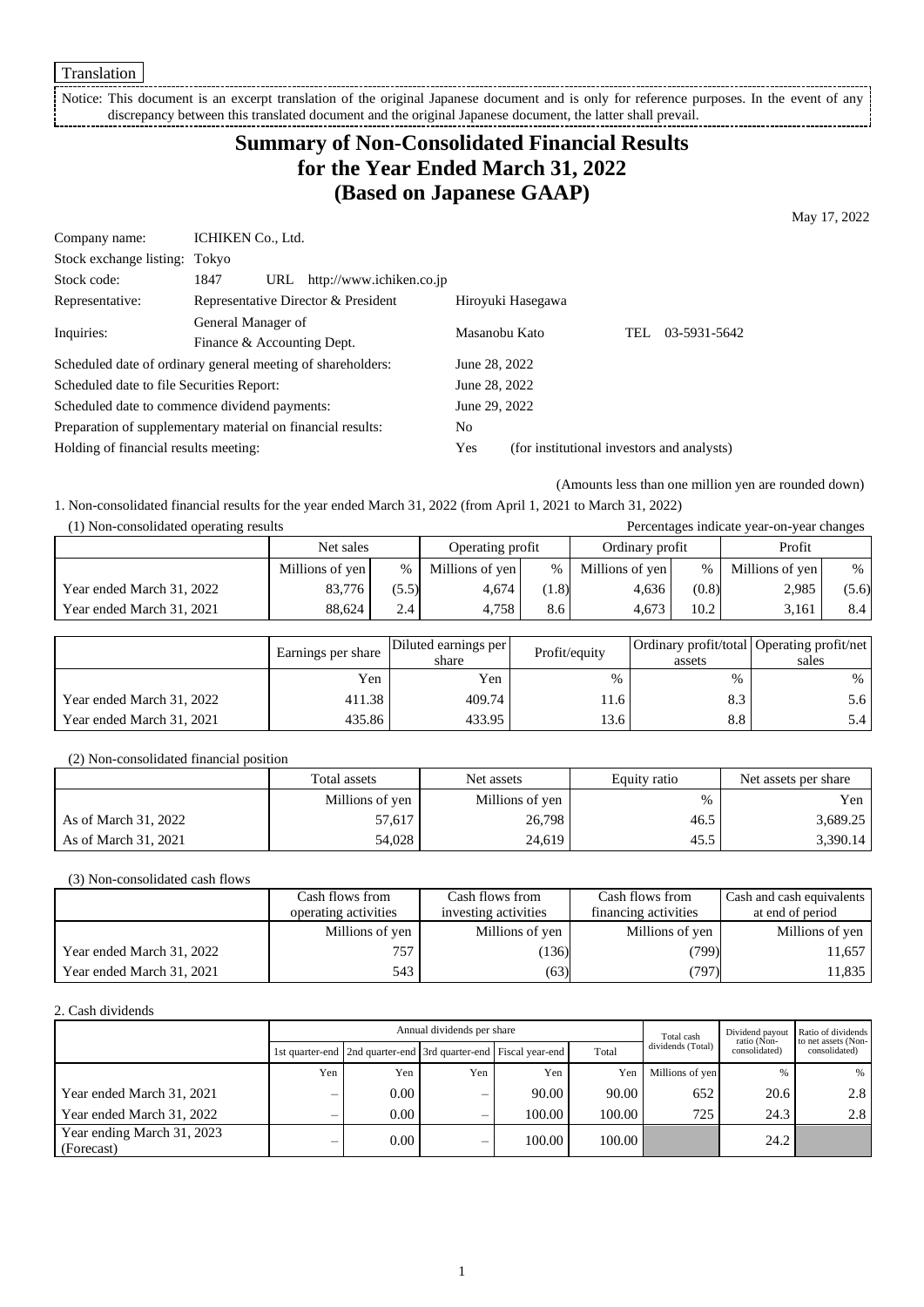Translation

Notice: This document is an excerpt translation of the original Japanese document and is only for reference purposes. In the event of any discrepancy between this translated document and the original Japanese document, the latter shall prevail.

# Summary of Non-Consolidated Financial Results for the Year Ended March 31, 2022 (Based on Japanese GAAP)

May 17, 2022

| | | | |
|---|---|---|---|
| Company name: | ICHIKEN Co., Ltd. | | |
| Stock exchange listing: | Tokyo | | |
| Stock code: | 1847 URL http://www.ichiken.co.jp | | |
| Representative: | Representative Director & President | Hiroyuki Hasegawa | |
| Inquiries: | General Manager of Finance & Accounting Dept. | Masanobu Kato | TEL 03-5931-5642 |

Scheduled date of ordinary general meeting of shareholders: June 28, 2022
Scheduled date to file Securities Report: June 28, 2022
Scheduled date to commence dividend payments: June 29, 2022
Preparation of supplementary material on financial results: No
Holding of financial results meeting: Yes (for institutional investors and analysts)

(Amounts less than one million yen are rounded down)

1. Non-consolidated financial results for the year ended March 31, 2022 (from April 1, 2021 to March 31, 2022)

(1) Non-consolidated operating results

Percentages indicate year-on-year changes

| | Net sales | | Operating profit | | Ordinary profit | | Profit | |
|---|---|---|---|---|---|---|---|---|
| | Millions of yen | % | Millions of yen | % | Millions of yen | % | Millions of yen | % |
| Year ended March 31, 2022 | 83,776 | (5.5) | 4,674 | (1.8) | 4,636 | (0.8) | 2,985 | (5.6) |
| Year ended March 31, 2021 | 88,624 | 2.4 | 4,758 | 8.6 | 4,673 | 10.2 | 3,161 | 8.4 |

| | Earnings per share | Diluted earnings per share | Profit/equity | Ordinary profit/total assets | Operating profit/net sales |
|---|---|---|---|---|---|
| | Yen | Yen | % | % | % |
| Year ended March 31, 2022 | 411.38 | 409.74 | 11.6 | 8.3 | 5.6 |
| Year ended March 31, 2021 | 435.86 | 433.95 | 13.6 | 8.8 | 5.4 |

(2) Non-consolidated financial position

| | Total assets | Net assets | Equity ratio | Net assets per share |
|---|---|---|---|---|
| | Millions of yen | Millions of yen | % | Yen |
| As of March 31, 2022 | 57,617 | 26,798 | 46.5 | 3,689.25 |
| As of March 31, 2021 | 54,028 | 24,619 | 45.5 | 3,390.14 |

(3) Non-consolidated cash flows

| | Cash flows from operating activities | Cash flows from investing activities | Cash flows from financing activities | Cash and cash equivalents at end of period |
|---|---|---|---|---|
| | Millions of yen | Millions of yen | Millions of yen | Millions of yen |
| Year ended March 31, 2022 | 757 | (136) | (799) | 11,657 |
| Year ended March 31, 2021 | 543 | (63) | (797) | 11,835 |

2. Cash dividends

| | Annual dividends per share | | | | | Total cash dividends (Total) | Dividend payout ratio (Non-consolidated) | Ratio of dividends to net assets (Non-consolidated) |
|---|---|---|---|---|---|---|---|---|
| | 1st quarter-end | 2nd quarter-end | 3rd quarter-end | Fiscal year-end | Total | | | |
| | Yen | Yen | Yen | Yen | Yen | Millions of yen | % | % |
| Year ended March 31, 2021 | – | 0.00 | – | 90.00 | 90.00 | 652 | 20.6 | 2.8 |
| Year ended March 31, 2022 | – | 0.00 | – | 100.00 | 100.00 | 725 | 24.3 | 2.8 |
| Year ending March 31, 2023 (Forecast) | – | 0.00 | – | 100.00 | 100.00 | | 24.2 | |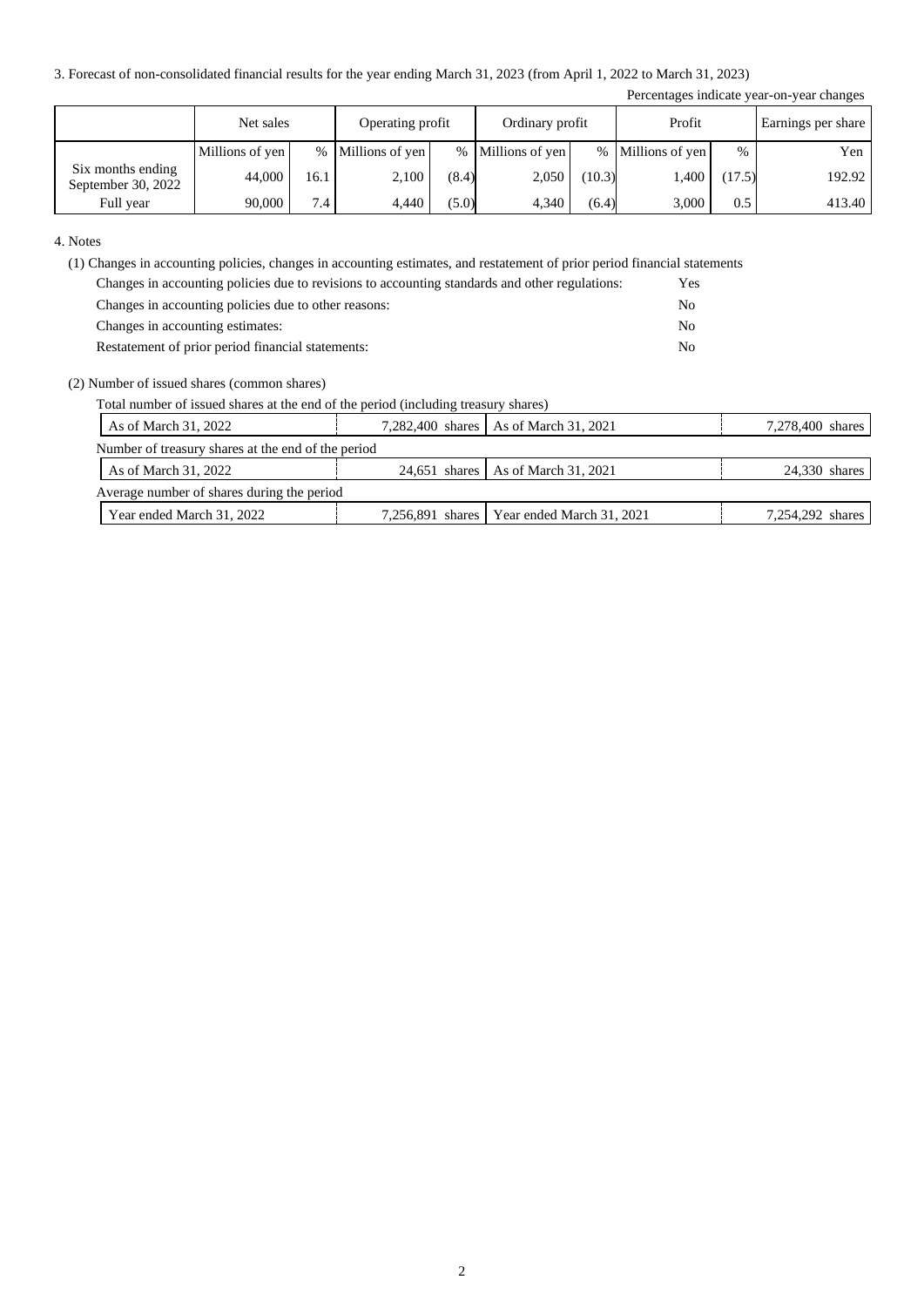3. Forecast of non-consolidated financial results for the year ending March 31, 2023 (from April 1, 2022 to March 31, 2023)

Percentages indicate year-on-year changes

| | Net sales | | Operating profit | | Ordinary profit | | Profit | | Earnings per share |
|---|---|---|---|---|---|---|---|---|---|
| | Millions of yen | % | Millions of yen | % | Millions of yen | % | Millions of yen | % | Yen |
| Six months ending September 30, 2022 | 44,000 | 16.1 | 2,100 | (8.4) | 2,050 | (10.3) | 1,400 | (17.5) | 192.92 |
| Full year | 90,000 | 7.4 | 4,440 | (5.0) | 4,340 | (6.4) | 3,000 | 0.5 | 413.40 |

4. Notes

(1) Changes in accounting policies, changes in accounting estimates, and restatement of prior period financial statements

Changes in accounting policies due to revisions to accounting standards and other regulations: Yes

Changes in accounting policies due to other reasons: No

Changes in accounting estimates: No

Restatement of prior period financial statements: No

(2) Number of issued shares (common shares)

Total number of issued shares at the end of the period (including treasury shares)

| As of March 31, 2022 | 7,282,400 shares | As of March 31, 2021 | 7,278,400 shares |
|---|---|---|---|

Number of treasury shares at the end of the period

| As of March 31, 2022 | 24,651 shares | As of March 31, 2021 | 24,330 shares |
|---|---|---|---|

Average number of shares during the period

| Year ended March 31, 2022 | 7,256,891 shares | Year ended March 31, 2021 | 7,254,292 shares |
|---|---|---|---|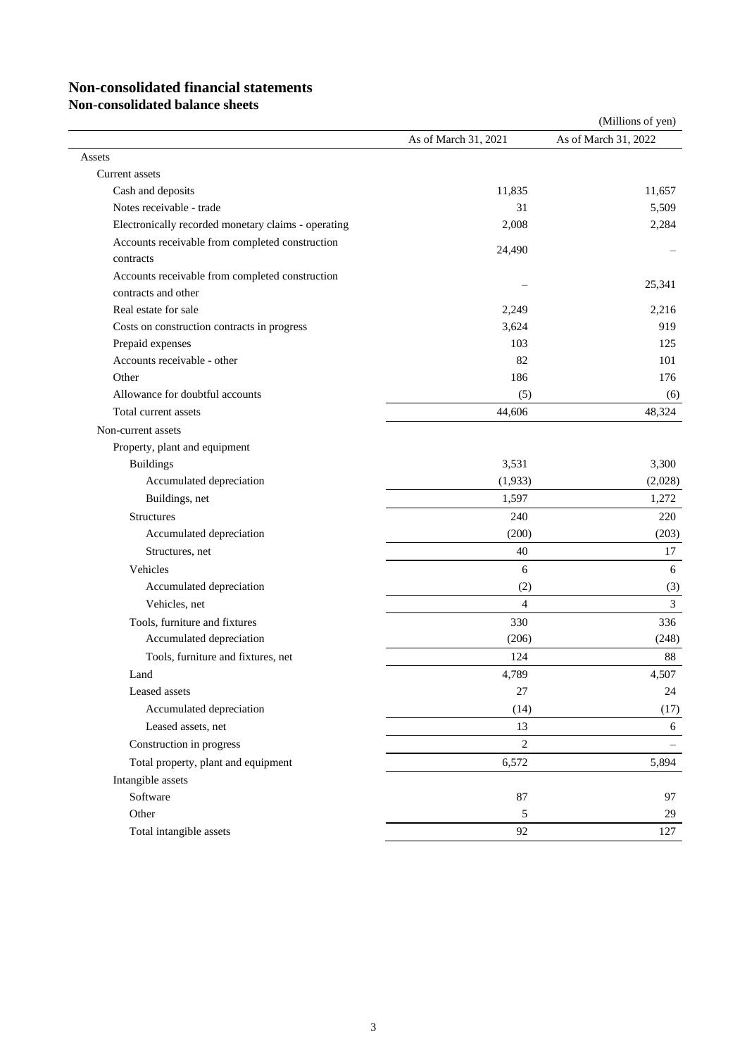# Non-consolidated financial statements

## Non-consolidated balance sheets

(Millions of yen)

| | As of March 31, 2021 | As of March 31, 2022 |
|---|---|---|
| Assets | | |
| Current assets | | |
| Cash and deposits | 11,835 | 11,657 |
| Notes receivable - trade | 31 | 5,509 |
| Electronically recorded monetary claims - operating | 2,008 | 2,284 |
| Accounts receivable from completed construction contracts | 24,490 | – |
| Accounts receivable from completed construction contracts and other | – | 25,341 |
| Real estate for sale | 2,249 | 2,216 |
| Costs on construction contracts in progress | 3,624 | 919 |
| Prepaid expenses | 103 | 125 |
| Accounts receivable - other | 82 | 101 |
| Other | 186 | 176 |
| Allowance for doubtful accounts | (5) | (6) |
| Total current assets | 44,606 | 48,324 |
| Non-current assets | | |
| Property, plant and equipment | | |
| Buildings | 3,531 | 3,300 |
| Accumulated depreciation | (1,933) | (2,028) |
| Buildings, net | 1,597 | 1,272 |
| Structures | 240 | 220 |
| Accumulated depreciation | (200) | (203) |
| Structures, net | 40 | 17 |
| Vehicles | 6 | 6 |
| Accumulated depreciation | (2) | (3) |
| Vehicles, net | 4 | 3 |
| Tools, furniture and fixtures | 330 | 336 |
| Accumulated depreciation | (206) | (248) |
| Tools, furniture and fixtures, net | 124 | 88 |
| Land | 4,789 | 4,507 |
| Leased assets | 27 | 24 |
| Accumulated depreciation | (14) | (17) |
| Leased assets, net | 13 | 6 |
| Construction in progress | 2 | – |
| Total property, plant and equipment | 6,572 | 5,894 |
| Intangible assets | | |
| Software | 87 | 97 |
| Other | 5 | 29 |
| Total intangible assets | 92 | 127 |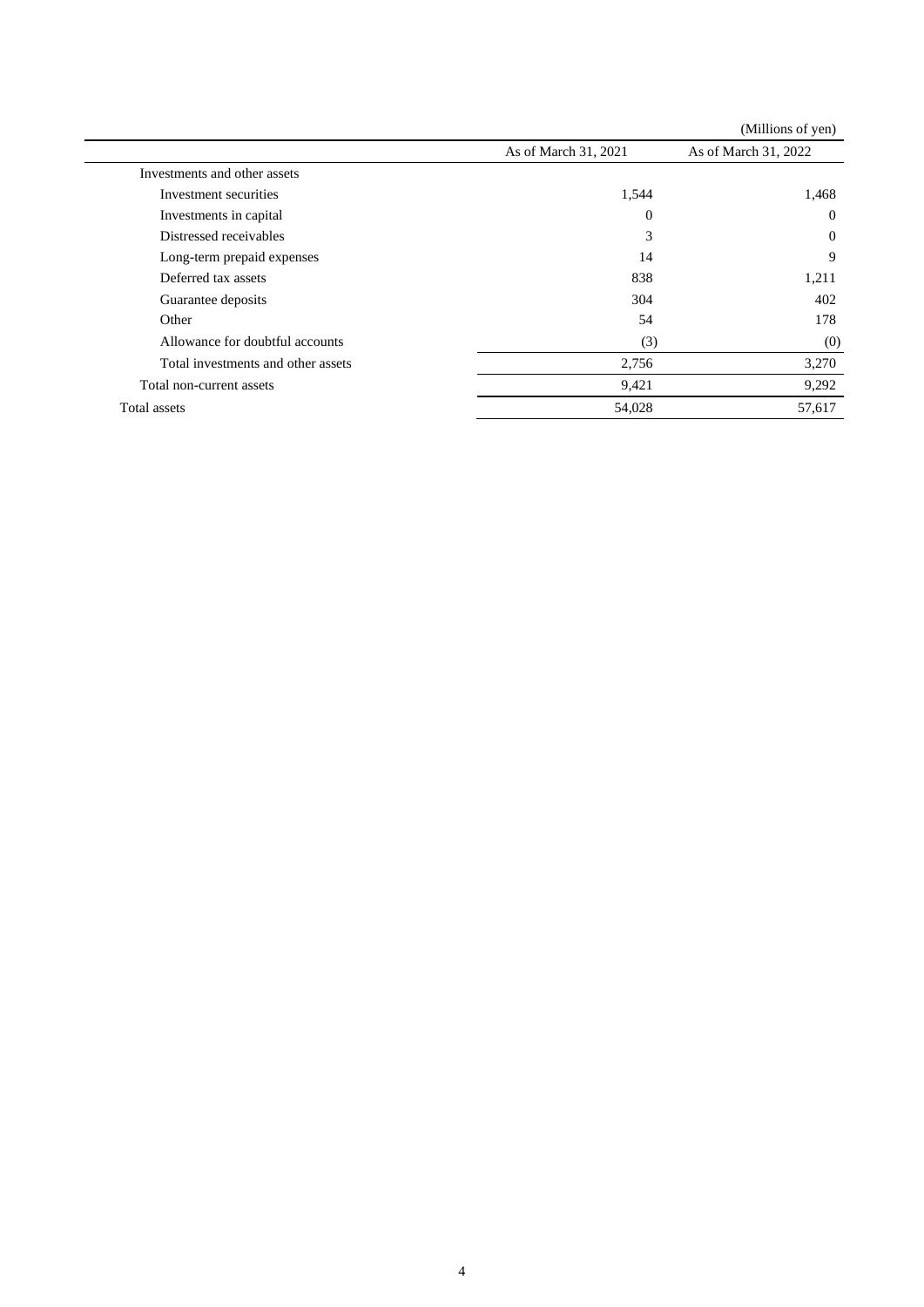(Millions of yen)

| | As of March 31, 2021 | As of March 31, 2022 |
|---|---|---|
| Investments and other assets | | |
| Investment securities | 1,544 | 1,468 |
| Investments in capital | 0 | 0 |
| Distressed receivables | 3 | 0 |
| Long-term prepaid expenses | 14 | 9 |
| Deferred tax assets | 838 | 1,211 |
| Guarantee deposits | 304 | 402 |
| Other | 54 | 178 |
| Allowance for doubtful accounts | (3) | (0) |
| Total investments and other assets | 2,756 | 3,270 |
| Total non-current assets | 9,421 | 9,292 |
| Total assets | 54,028 | 57,617 |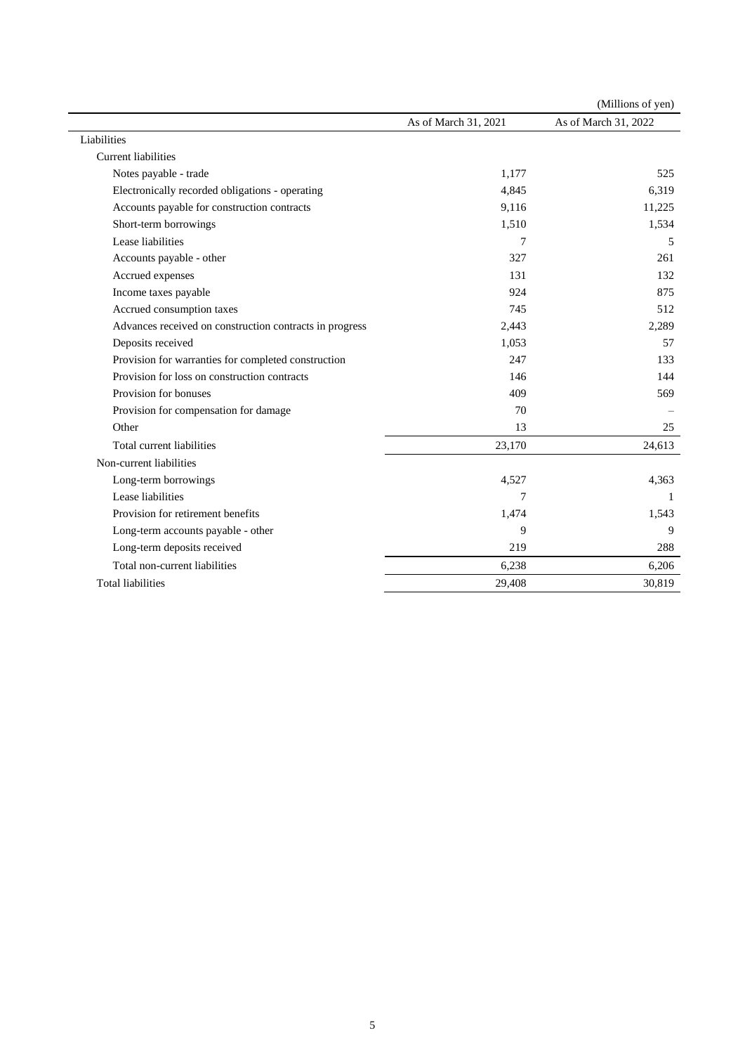(Millions of yen)

| | As of March 31, 2021 | As of March 31, 2022 |
|---|---|---|
| Liabilities | | |
| Current liabilities | | |
| Notes payable - trade | 1,177 | 525 |
| Electronically recorded obligations - operating | 4,845 | 6,319 |
| Accounts payable for construction contracts | 9,116 | 11,225 |
| Short-term borrowings | 1,510 | 1,534 |
| Lease liabilities | 7 | 5 |
| Accounts payable - other | 327 | 261 |
| Accrued expenses | 131 | 132 |
| Income taxes payable | 924 | 875 |
| Accrued consumption taxes | 745 | 512 |
| Advances received on construction contracts in progress | 2,443 | 2,289 |
| Deposits received | 1,053 | 57 |
| Provision for warranties for completed construction | 247 | 133 |
| Provision for loss on construction contracts | 146 | 144 |
| Provision for bonuses | 409 | 569 |
| Provision for compensation for damage | 70 | – |
| Other | 13 | 25 |
| Total current liabilities | 23,170 | 24,613 |
| Non-current liabilities | | |
| Long-term borrowings | 4,527 | 4,363 |
| Lease liabilities | 7 | 1 |
| Provision for retirement benefits | 1,474 | 1,543 |
| Long-term accounts payable - other | 9 | 9 |
| Long-term deposits received | 219 | 288 |
| Total non-current liabilities | 6,238 | 6,206 |
| Total liabilities | 29,408 | 30,819 |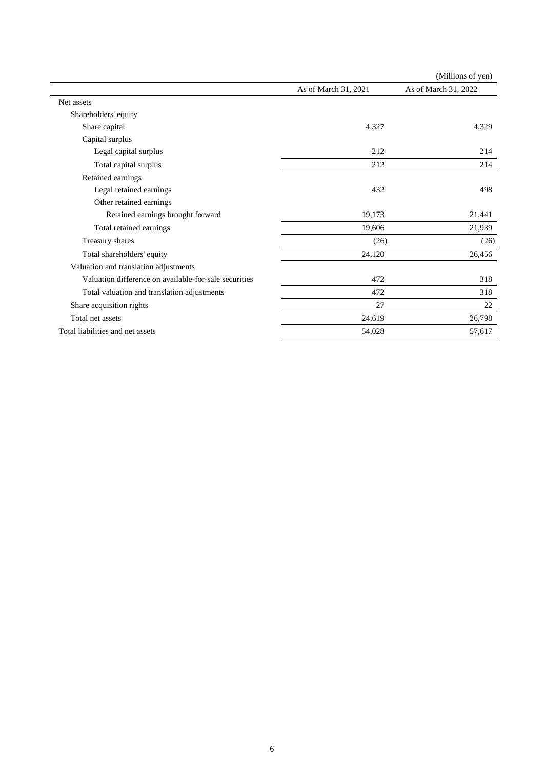(Millions of yen)

| | As of March 31, 2021 | As of March 31, 2022 |
|---|---|---|
| Net assets | | |
| Shareholders' equity | | |
| Share capital | 4,327 | 4,329 |
| Capital surplus | | |
| Legal capital surplus | 212 | 214 |
| Total capital surplus | 212 | 214 |
| Retained earnings | | |
| Legal retained earnings | 432 | 498 |
| Other retained earnings | | |
| Retained earnings brought forward | 19,173 | 21,441 |
| Total retained earnings | 19,606 | 21,939 |
| Treasury shares | (26) | (26) |
| Total shareholders' equity | 24,120 | 26,456 |
| Valuation and translation adjustments | | |
| Valuation difference on available-for-sale securities | 472 | 318 |
| Total valuation and translation adjustments | 472 | 318 |
| Share acquisition rights | 27 | 22 |
| Total net assets | 24,619 | 26,798 |
| Total liabilities and net assets | 54,028 | 57,617 |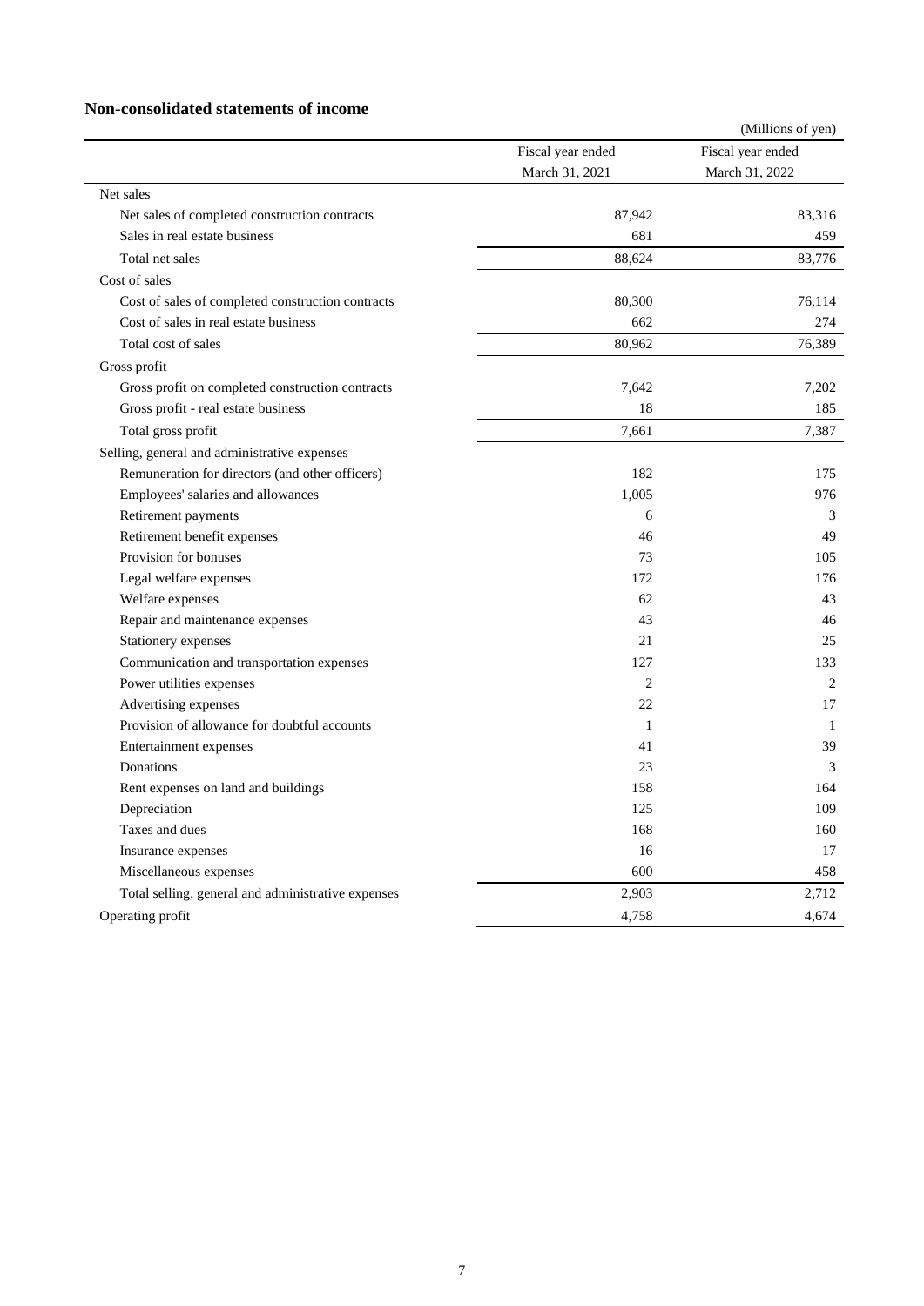## Non-consolidated statements of income

(Millions of yen)

| | Fiscal year ended March 31, 2021 | Fiscal year ended March 31, 2022 |
|---|---|---|
| Net sales | | |
| Net sales of completed construction contracts | 87,942 | 83,316 |
| Sales in real estate business | 681 | 459 |
| Total net sales | 88,624 | 83,776 |
| Cost of sales | | |
| Cost of sales of completed construction contracts | 80,300 | 76,114 |
| Cost of sales in real estate business | 662 | 274 |
| Total cost of sales | 80,962 | 76,389 |
| Gross profit | | |
| Gross profit on completed construction contracts | 7,642 | 7,202 |
| Gross profit - real estate business | 18 | 185 |
| Total gross profit | 7,661 | 7,387 |
| Selling, general and administrative expenses | | |
| Remuneration for directors (and other officers) | 182 | 175 |
| Employees' salaries and allowances | 1,005 | 976 |
| Retirement payments | 6 | 3 |
| Retirement benefit expenses | 46 | 49 |
| Provision for bonuses | 73 | 105 |
| Legal welfare expenses | 172 | 176 |
| Welfare expenses | 62 | 43 |
| Repair and maintenance expenses | 43 | 46 |
| Stationery expenses | 21 | 25 |
| Communication and transportation expenses | 127 | 133 |
| Power utilities expenses | 2 | 2 |
| Advertising expenses | 22 | 17 |
| Provision of allowance for doubtful accounts | 1 | 1 |
| Entertainment expenses | 41 | 39 |
| Donations | 23 | 3 |
| Rent expenses on land and buildings | 158 | 164 |
| Depreciation | 125 | 109 |
| Taxes and dues | 168 | 160 |
| Insurance expenses | 16 | 17 |
| Miscellaneous expenses | 600 | 458 |
| Total selling, general and administrative expenses | 2,903 | 2,712 |
| Operating profit | 4,758 | 4,674 |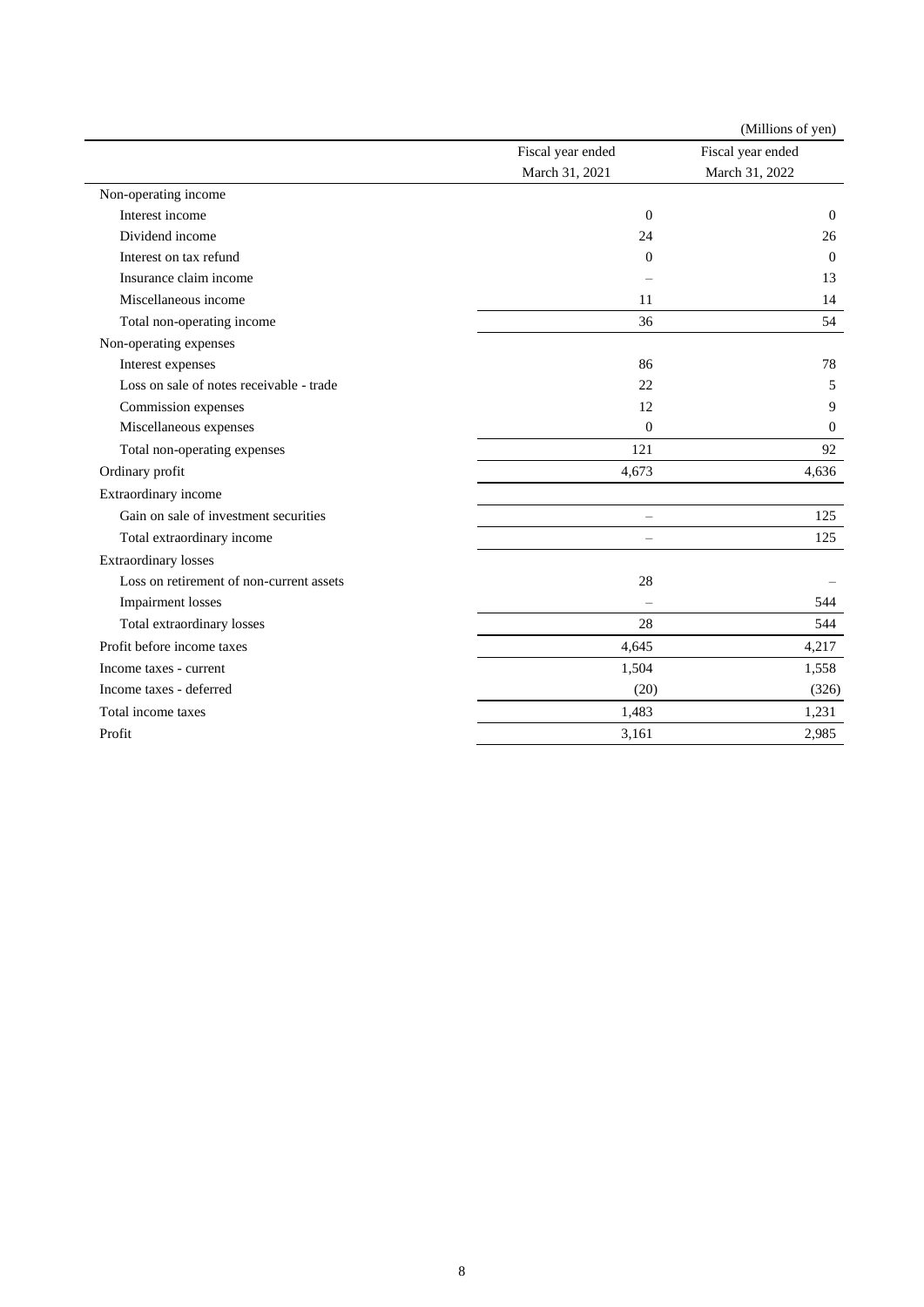(Millions of yen)

| | Fiscal year ended March 31, 2021 | Fiscal year ended March 31, 2022 |
|---|---|---|
| Non-operating income | | |
| Interest income | 0 | 0 |
| Dividend income | 24 | 26 |
| Interest on tax refund | 0 | 0 |
| Insurance claim income | – | 13 |
| Miscellaneous income | 11 | 14 |
| Total non-operating income | 36 | 54 |
| Non-operating expenses | | |
| Interest expenses | 86 | 78 |
| Loss on sale of notes receivable - trade | 22 | 5 |
| Commission expenses | 12 | 9 |
| Miscellaneous expenses | 0 | 0 |
| Total non-operating expenses | 121 | 92 |
| Ordinary profit | 4,673 | 4,636 |
| Extraordinary income | | |
| Gain on sale of investment securities | – | 125 |
| Total extraordinary income | – | 125 |
| Extraordinary losses | | |
| Loss on retirement of non-current assets | 28 | – |
| Impairment losses | – | 544 |
| Total extraordinary losses | 28 | 544 |
| Profit before income taxes | 4,645 | 4,217 |
| Income taxes - current | 1,504 | 1,558 |
| Income taxes - deferred | (20) | (326) |
| Total income taxes | 1,483 | 1,231 |
| Profit | 3,161 | 2,985 |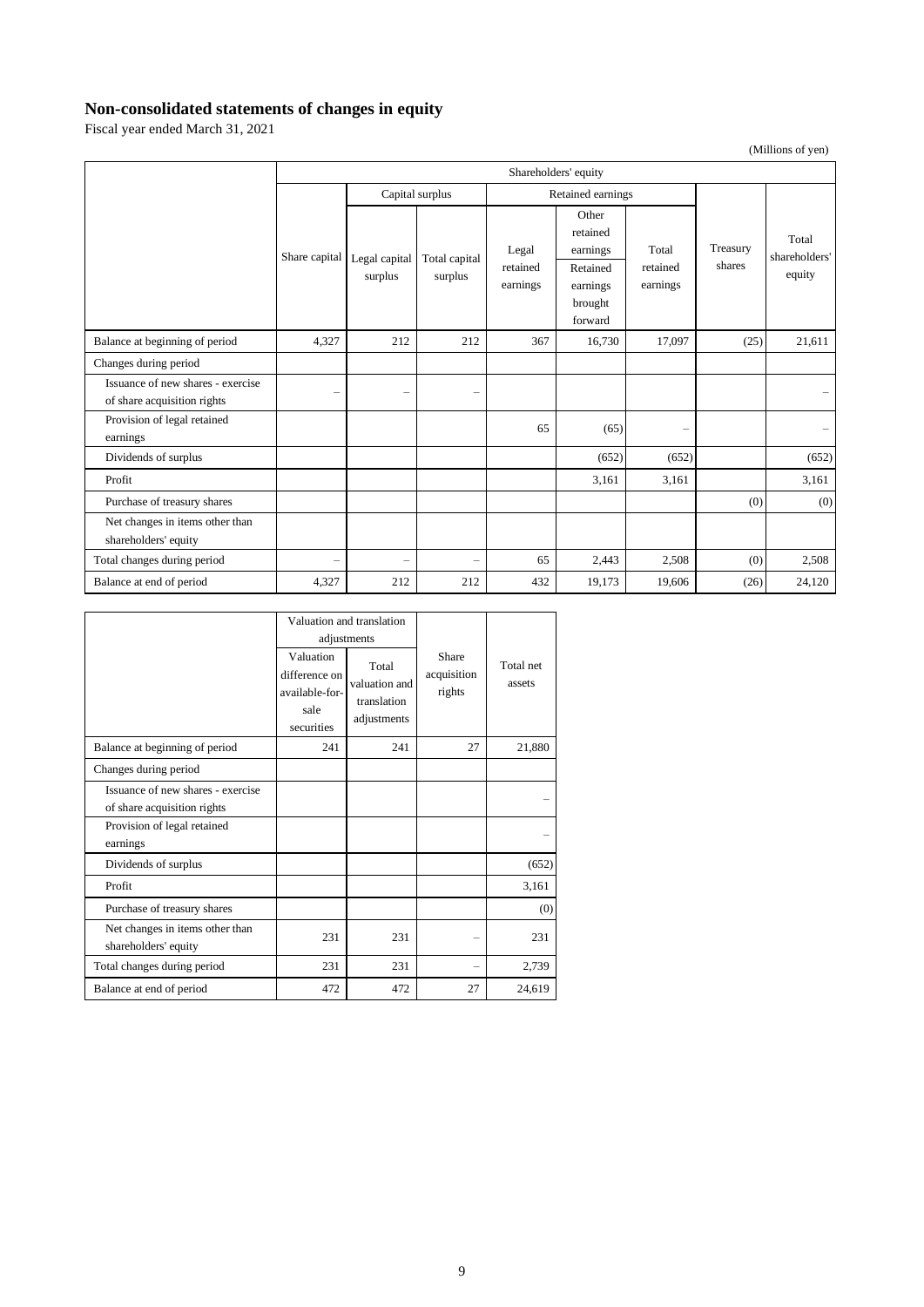## Non-consolidated statements of changes in equity

Fiscal year ended March 31, 2021

(Millions of yen)

| | Shareholders' equity | | | | | | | |
|---|---|---|---|---|---|---|---|---|
| | | Capital surplus | | Retained earnings | | | | |
| | Share capital | Legal capital surplus | Total capital surplus | Legal retained earnings | Other retained earnings<br>Retained earnings brought forward | Total retained earnings | Treasury shares | Total shareholders' equity |
| Balance at beginning of period | 4,327 | 212 | 212 | 367 | 16,730 | 17,097 | (25) | 21,611 |
| Changes during period | | | | | | | | |
| Issuance of new shares - exercise of share acquisition rights | – | – | – | | | | | – |
| Provision of legal retained earnings | | | | 65 | (65) | – | | – |
| Dividends of surplus | | | | | (652) | (652) | | (652) |
| Profit | | | | | 3,161 | 3,161 | | 3,161 |
| Purchase of treasury shares | | | | | | | (0) | (0) |
| Net changes in items other than shareholders' equity | | | | | | | | |
| Total changes during period | – | – | – | 65 | 2,443 | 2,508 | (0) | 2,508 |
| Balance at end of period | 4,327 | 212 | 212 | 432 | 19,173 | 19,606 | (26) | 24,120 |

| | Valuation and translation adjustments | | Share acquisition rights | Total net assets |
|---|---|---|---|---|
| | Valuation difference on available-for-sale securities | Total valuation and translation adjustments | | |
| Balance at beginning of period | 241 | 241 | 27 | 21,880 |
| Changes during period | | | | |
| Issuance of new shares - exercise of share acquisition rights | | | | – |
| Provision of legal retained earnings | | | | – |
| Dividends of surplus | | | | (652) |
| Profit | | | | 3,161 |
| Purchase of treasury shares | | | | (0) |
| Net changes in items other than shareholders' equity | 231 | 231 | – | 231 |
| Total changes during period | 231 | 231 | – | 2,739 |
| Balance at end of period | 472 | 472 | 27 | 24,619 |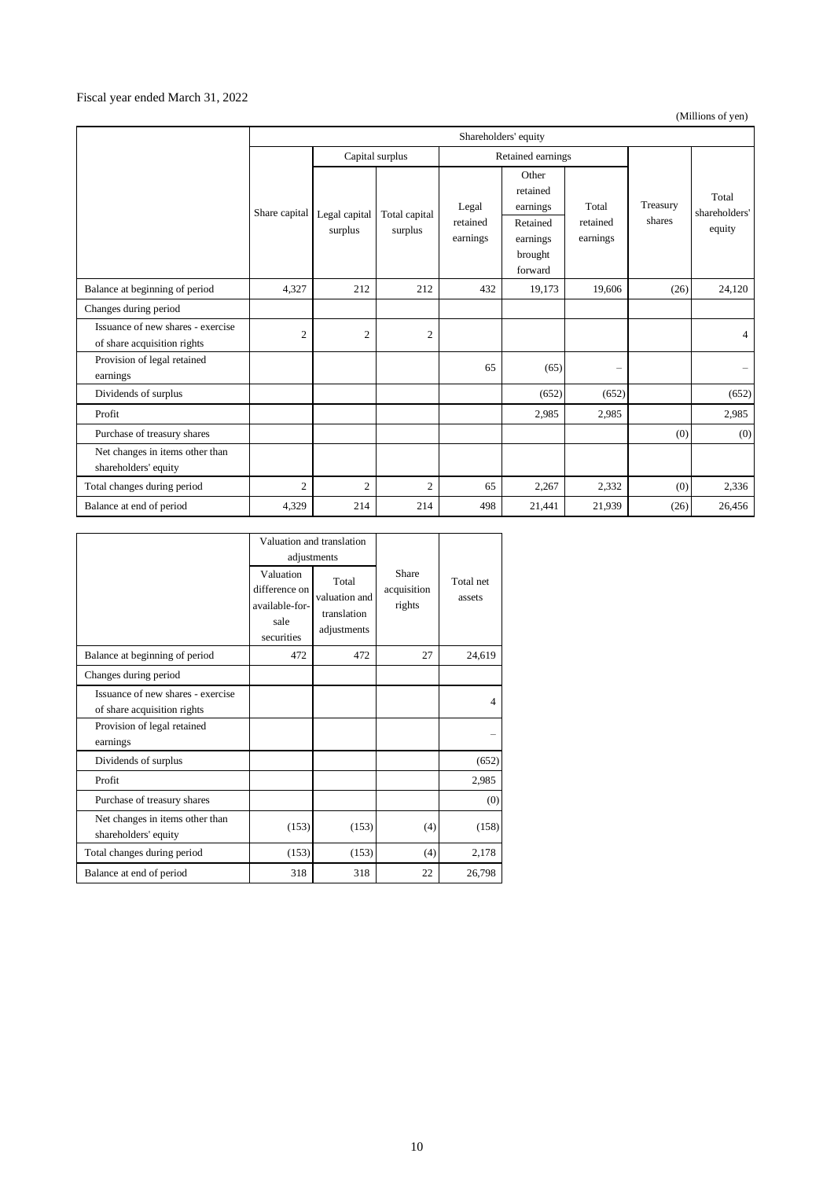Fiscal year ended March 31, 2022

(Millions of yen)

| | Shareholders' equity | | | | | | | |
|---|---|---|---|---|---|---|---|---|
| | | Capital surplus | | Retained earnings | | | | |
| | Share capital | Legal capital surplus | Total capital surplus | Legal retained earnings | Other retained earnings Retained earnings brought forward | Total retained earnings | Treasury shares | Total shareholders' equity |
| Balance at beginning of period | 4,327 | 212 | 212 | 432 | 19,173 | 19,606 | (26) | 24,120 |
| Changes during period | | | | | | | | |
| Issuance of new shares - exercise of share acquisition rights | 2 | 2 | 2 | | | | | 4 |
| Provision of legal retained earnings | | | | 65 | (65) | – | | – |
| Dividends of surplus | | | | | (652) | (652) | | (652) |
| Profit | | | | | 2,985 | 2,985 | | 2,985 |
| Purchase of treasury shares | | | | | | | (0) | (0) |
| Net changes in items other than shareholders' equity | | | | | | | | |
| Total changes during period | 2 | 2 | 2 | 65 | 2,267 | 2,332 | (0) | 2,336 |
| Balance at end of period | 4,329 | 214 | 214 | 498 | 21,441 | 21,939 | (26) | 26,456 |

| | Valuation and translation adjustments | | Share acquisition rights | Total net assets |
|---|---|---|---|---|
| | Valuation difference on available-for-sale securities | Total valuation and translation adjustments | | |
| Balance at beginning of period | 472 | 472 | 27 | 24,619 |
| Changes during period | | | | |
| Issuance of new shares - exercise of share acquisition rights | | | | 4 |
| Provision of legal retained earnings | | | | – |
| Dividends of surplus | | | | (652) |
| Profit | | | | 2,985 |
| Purchase of treasury shares | | | | (0) |
| Net changes in items other than shareholders' equity | (153) | (153) | (4) | (158) |
| Total changes during period | (153) | (153) | (4) | 2,178 |
| Balance at end of period | 318 | 318 | 22 | 26,798 |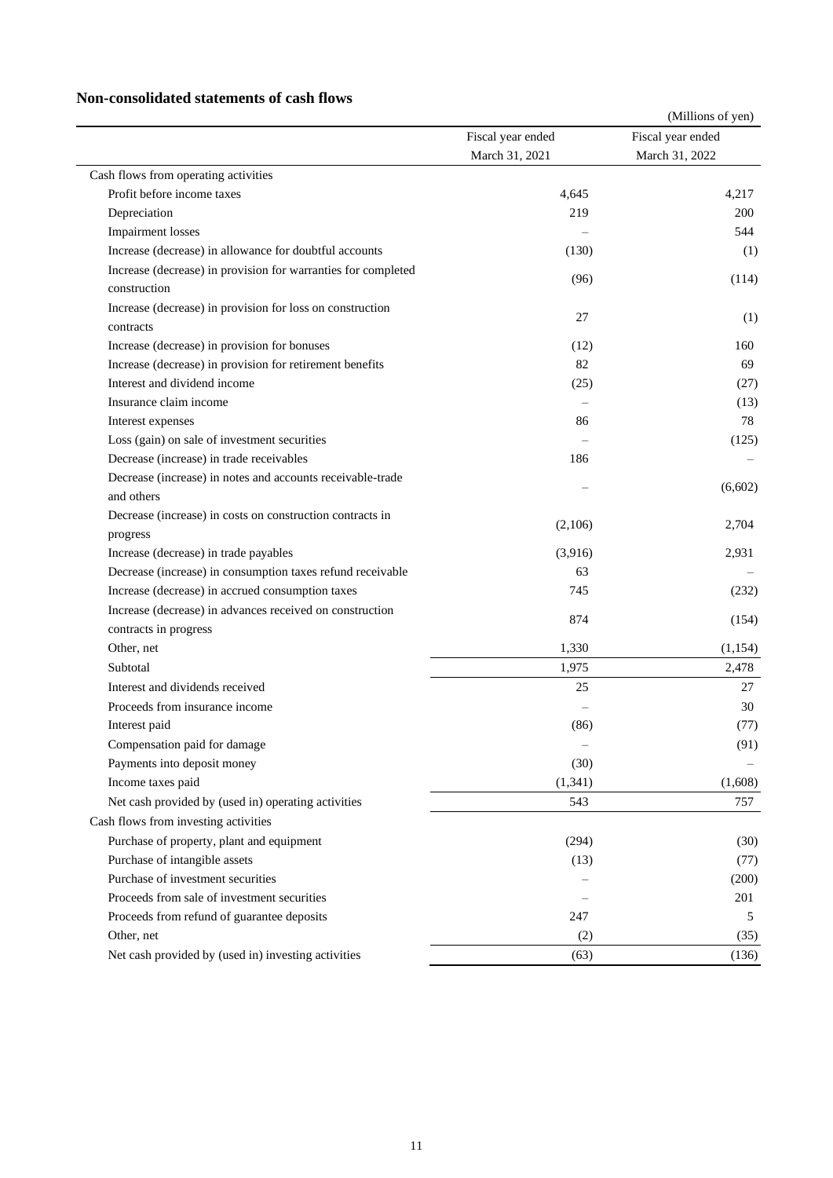## Non-consolidated statements of cash flows

(Millions of yen)

| | Fiscal year ended March 31, 2021 | Fiscal year ended March 31, 2022 |
|---|---|---|
| Cash flows from operating activities | | |
| Profit before income taxes | 4,645 | 4,217 |
| Depreciation | 219 | 200 |
| Impairment losses | – | 544 |
| Increase (decrease) in allowance for doubtful accounts | (130) | (1) |
| Increase (decrease) in provision for warranties for completed construction | (96) | (114) |
| Increase (decrease) in provision for loss on construction contracts | 27 | (1) |
| Increase (decrease) in provision for bonuses | (12) | 160 |
| Increase (decrease) in provision for retirement benefits | 82 | 69 |
| Interest and dividend income | (25) | (27) |
| Insurance claim income | – | (13) |
| Interest expenses | 86 | 78 |
| Loss (gain) on sale of investment securities | – | (125) |
| Decrease (increase) in trade receivables | 186 | – |
| Decrease (increase) in notes and accounts receivable-trade and others | – | (6,602) |
| Decrease (increase) in costs on construction contracts in progress | (2,106) | 2,704 |
| Increase (decrease) in trade payables | (3,916) | 2,931 |
| Decrease (increase) in consumption taxes refund receivable | 63 | – |
| Increase (decrease) in accrued consumption taxes | 745 | (232) |
| Increase (decrease) in advances received on construction contracts in progress | 874 | (154) |
| Other, net | 1,330 | (1,154) |
| Subtotal | 1,975 | 2,478 |
| Interest and dividends received | 25 | 27 |
| Proceeds from insurance income | – | 30 |
| Interest paid | (86) | (77) |
| Compensation paid for damage | – | (91) |
| Payments into deposit money | (30) | – |
| Income taxes paid | (1,341) | (1,608) |
| Net cash provided by (used in) operating activities | 543 | 757 |
| Cash flows from investing activities | | |
| Purchase of property, plant and equipment | (294) | (30) |
| Purchase of intangible assets | (13) | (77) |
| Purchase of investment securities | – | (200) |
| Proceeds from sale of investment securities | – | 201 |
| Proceeds from refund of guarantee deposits | 247 | 5 |
| Other, net | (2) | (35) |
| Net cash provided by (used in) investing activities | (63) | (136) |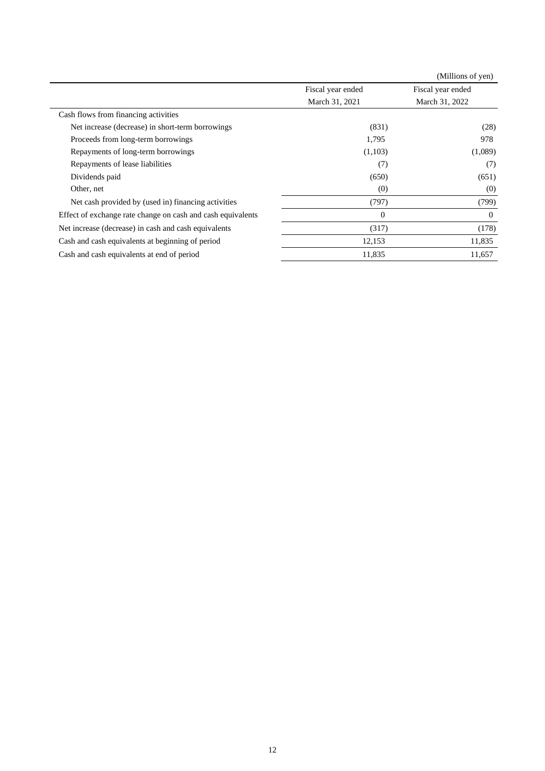(Millions of yen)

| | Fiscal year ended March 31, 2021 | Fiscal year ended March 31, 2022 |
|---|---|---|
| Cash flows from financing activities | | |
| Net increase (decrease) in short-term borrowings | (831) | (28) |
| Proceeds from long-term borrowings | 1,795 | 978 |
| Repayments of long-term borrowings | (1,103) | (1,089) |
| Repayments of lease liabilities | (7) | (7) |
| Dividends paid | (650) | (651) |
| Other, net | (0) | (0) |
| Net cash provided by (used in) financing activities | (797) | (799) |
| Effect of exchange rate change on cash and cash equivalents | 0 | 0 |
| Net increase (decrease) in cash and cash equivalents | (317) | (178) |
| Cash and cash equivalents at beginning of period | 12,153 | 11,835 |
| Cash and cash equivalents at end of period | 11,835 | 11,657 |